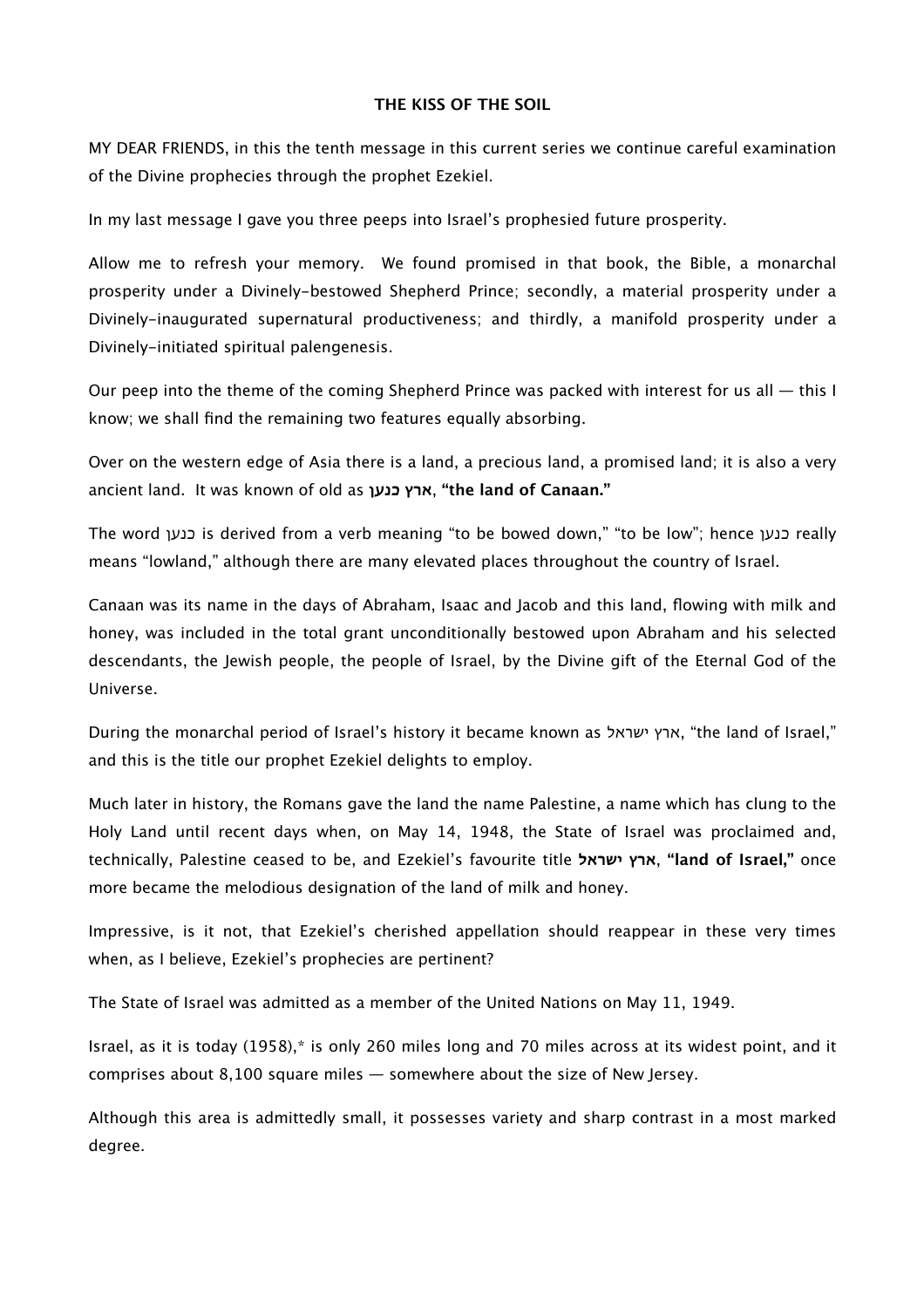# THE KISS OF THE SOIL

MY DEAR FRIENDS, in this the tenth message in this current series we continue careful examination of the Divine prophecies through the prophet Ezekiel.

In my last message I gave you three peeps into Israel's prophesied future prosperity.

Allow me to refresh your memory. We found promised in that book, the Bible, a monarchal prosperity under a Divinely-bestowed Shepherd Prince; secondly, a material prosperity under a Divinely-inaugurated supernatural productiveness; and thirdly, a manifold prosperity under a Divinely-initiated spiritual palengenesis.

Our peep into the theme of the coming Shepherd Prince was packed with interest for us all — this I know; we shall find the remaining two features equally absorbing.

Over on the western edge of Asia there is a land, a precious land, a promised land; it is also a very ancient land. It was known of old as **ארץ כנען**, **"the land of Canaan."**

The word כנען is derived from a verb meaning "to be bowed down," "to be low"; hence כנען really means "lowland," although there are many elevated places throughout the country of Israel.

Canaan was its name in the days of Abraham, Isaac and Jacob and this land, flowing with milk and honey, was included in the total grant unconditionally bestowed upon Abraham and his selected descendants, the Jewish people, the people of Israel, by the Divine gift of the Eternal God of the Universe.

During the monarchal period of Israel's history it became known as ארץ ישראל, "the land of Israel," and this is the title our prophet Ezekiel delights to employ.

Much later in history, the Romans gave the land the name Palestine, a name which has clung to the Holy Land until recent days when, on May 14, 1948, the State of Israel was proclaimed and, technically, Palestine ceased to be, and Ezekiel's favourite title **ארץ ישראל**, **"land of Israel,"** once more became the melodious designation of the land of milk and honey.

Impressive, is it not, that Ezekiel's cherished appellation should reappear in these very times when, as I believe, Ezekiel's prophecies are pertinent?

The State of Israel was admitted as a member of the United Nations on May 11, 1949.

Israel, as it is today (1958),* is only 260 miles long and 70 miles across at its widest point, and it comprises about 8,100 square miles — somewhere about the size of New Jersey.

Although this area is admittedly small, it possesses variety and sharp contrast in a most marked degree.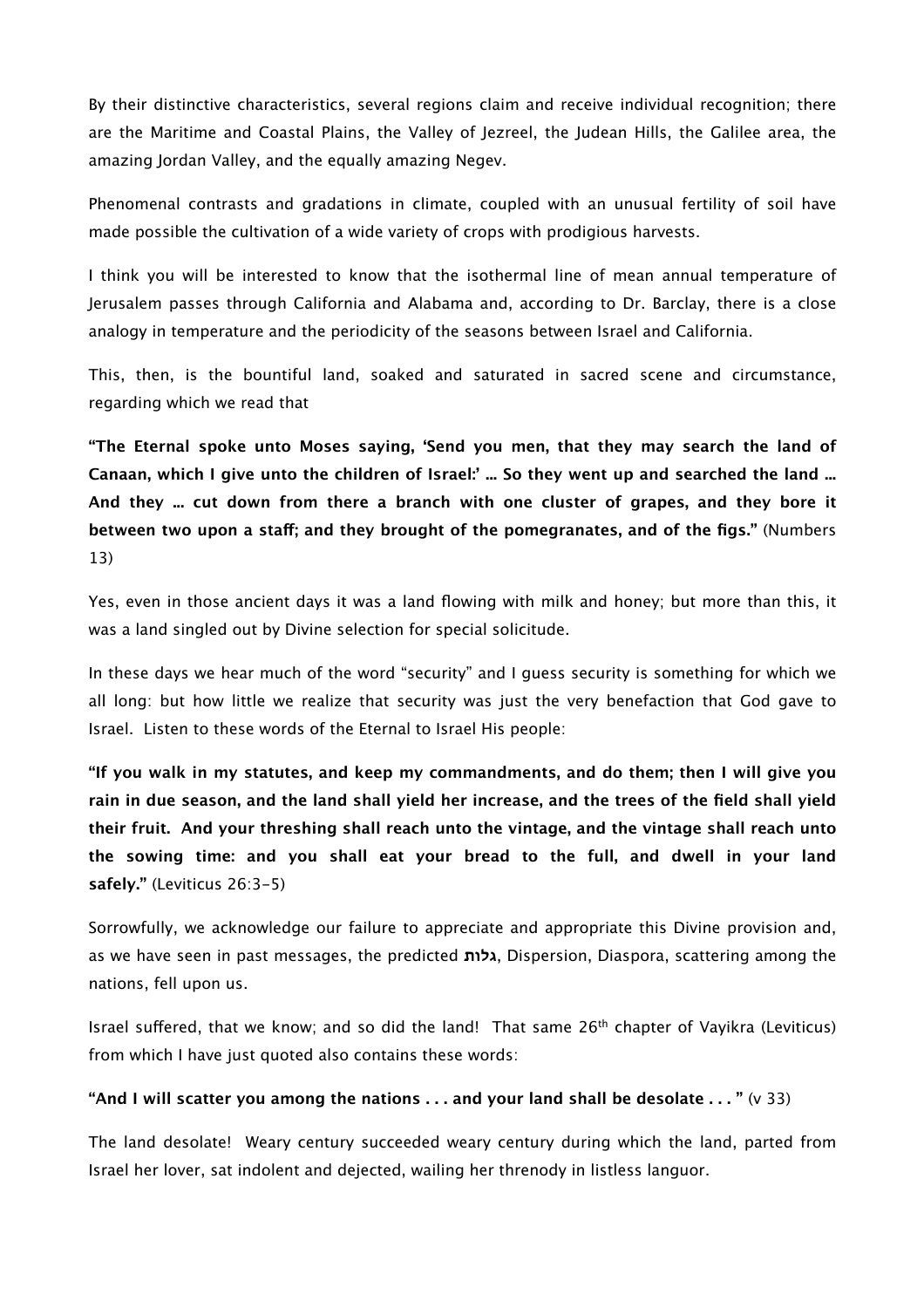By their distinctive characteristics, several regions claim and receive individual recognition; there are the Maritime and Coastal Plains, the Valley of Jezreel, the Judean Hills, the Galilee area, the amazing Jordan Valley, and the equally amazing Negev.

Phenomenal contrasts and gradations in climate, coupled with an unusual fertility of soil have made possible the cultivation of a wide variety of crops with prodigious harvests.

I think you will be interested to know that the isothermal line of mean annual temperature of Jerusalem passes through California and Alabama and, according to Dr. Barclay, there is a close analogy in temperature and the periodicity of the seasons between Israel and California.

This, then, is the bountiful land, soaked and saturated in sacred scene and circumstance, regarding which we read that

**"The Eternal spoke unto Moses saying, 'Send you men, that they may search the land of Canaan, which I give unto the children of Israel:' … So they went up and searched the land … And they … cut down from there a branch with one cluster of grapes, and they bore it between two upon a staff; and they brought of the pomegranates, and of the figs."** (Numbers 13)

Yes, even in those ancient days it was a land flowing with milk and honey; but more than this, it was a land singled out by Divine selection for special solicitude.

In these days we hear much of the word "security" and I guess security is something for which we all long: but how little we realize that security was just the very benefaction that God gave to Israel. Listen to these words of the Eternal to Israel His people:

**"If you walk in my statutes, and keep my commandments, and do them; then I will give you rain in due season, and the land shall yield her increase, and the trees of the field shall yield their fruit. And your threshing shall reach unto the vintage, and the vintage shall reach unto the sowing time: and you shall eat your bread to the full, and dwell in your land safely."** (Leviticus 26:3-5)

Sorrowfully, we acknowledge our failure to appreciate and appropriate this Divine provision and, as we have seen in past messages, the predicted **גלות**, Dispersion, Diaspora, scattering among the nations, fell upon us.

Israel suffered, that we know; and so did the land! That same 26th chapter of Vayikra (Leviticus) from which I have just quoted also contains these words:

**"And I will scatter you among the nations . . . and your land shall be desolate . . . "** (v 33)

The land desolate! Weary century succeeded weary century during which the land, parted from Israel her lover, sat indolent and dejected, wailing her threnody in listless languor.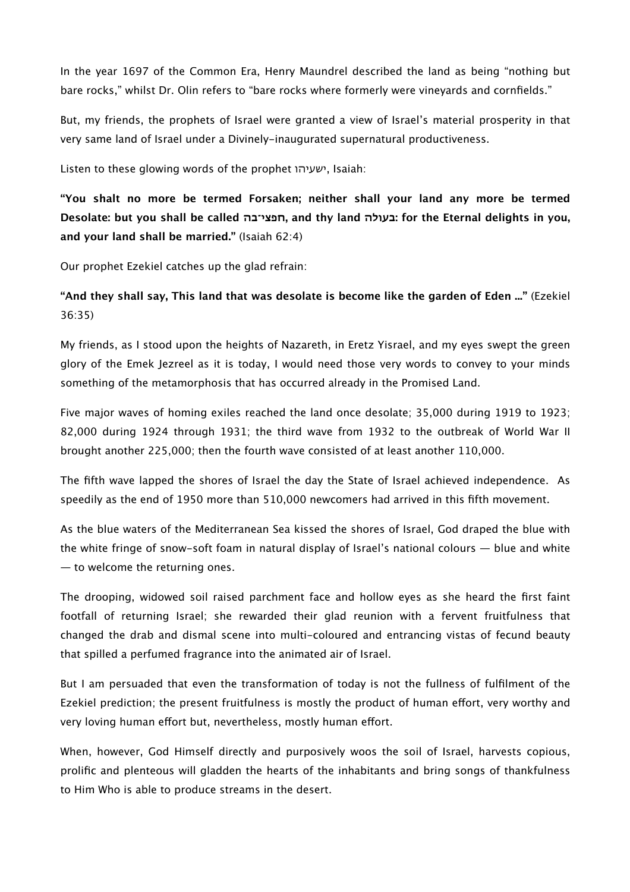In the year 1697 of the Common Era, Henry Maundrel described the land as being "nothing but bare rocks," whilst Dr. Olin refers to "bare rocks where formerly were vineyards and cornfields."

But, my friends, the prophets of Israel were granted a view of Israel's material prosperity in that very same land of Israel under a Divinely-inaugurated supernatural productiveness.

Listen to these glowing words of the prophet ישעיהו, Isaiah:

**"You shalt no more be termed Forsaken; neither shall your land any more be termed Desolate: but you shall be called חפצי־בה, and thy land בעולה: for the Eternal delights in you, and your land shall be married."** (Isaiah 62:4)

Our prophet Ezekiel catches up the glad refrain:

**"And they shall say, This land that was desolate is become like the garden of Eden …"** (Ezekiel 36:35)

My friends, as I stood upon the heights of Nazareth, in Eretz Yisrael, and my eyes swept the green glory of the Emek Jezreel as it is today, I would need those very words to convey to your minds something of the metamorphosis that has occurred already in the Promised Land.

Five major waves of homing exiles reached the land once desolate; 35,000 during 1919 to 1923; 82,000 during 1924 through 1931; the third wave from 1932 to the outbreak of World War II brought another 225,000; then the fourth wave consisted of at least another 110,000.

The fifth wave lapped the shores of Israel the day the State of Israel achieved independence. As speedily as the end of 1950 more than 510,000 newcomers had arrived in this fifth movement.

As the blue waters of the Mediterranean Sea kissed the shores of Israel, God draped the blue with the white fringe of snow-soft foam in natural display of Israel's national colours — blue and white — to welcome the returning ones.

The drooping, widowed soil raised parchment face and hollow eyes as she heard the first faint footfall of returning Israel; she rewarded their glad reunion with a fervent fruitfulness that changed the drab and dismal scene into multi-coloured and entrancing vistas of fecund beauty that spilled a perfumed fragrance into the animated air of Israel.

But I am persuaded that even the transformation of today is not the fullness of fulfilment of the Ezekiel prediction; the present fruitfulness is mostly the product of human effort, very worthy and very loving human effort but, nevertheless, mostly human effort.

When, however, God Himself directly and purposively woos the soil of Israel, harvests copious, prolific and plenteous will gladden the hearts of the inhabitants and bring songs of thankfulness to Him Who is able to produce streams in the desert.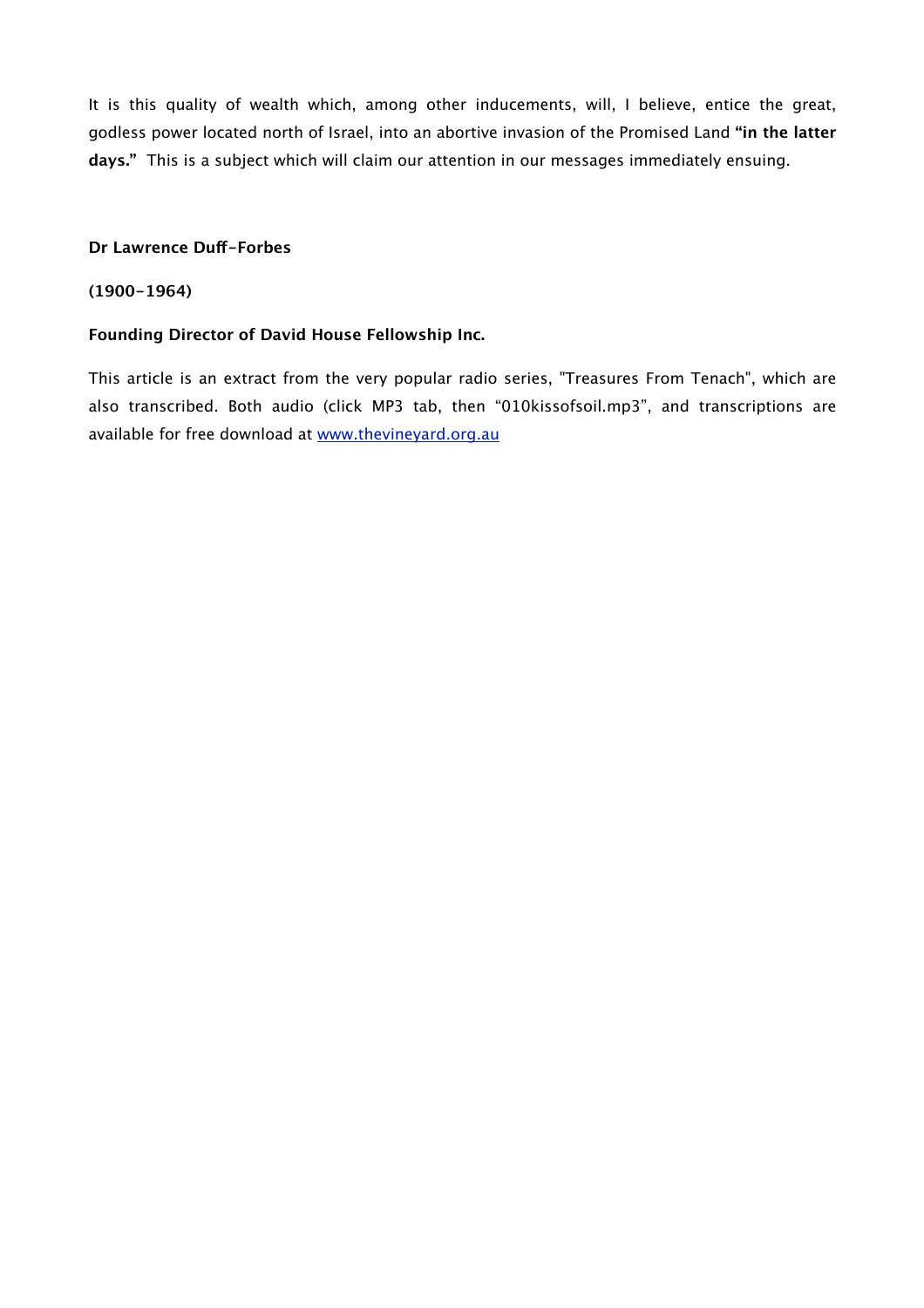It is this quality of wealth which, among other inducements, will, I believe, entice the great, godless power located north of Israel, into an abortive invasion of the Promised Land **"in the latter days."** This is a subject which will claim our attention in our messages immediately ensuing.

**Dr Lawrence Duff-Forbes**

**(1900-1964)**

**Founding Director of David House Fellowship Inc.**

This article is an extract from the very popular radio series, "Treasures From Tenach", which are also transcribed. Both audio (click MP3 tab, then "010kissofsoil.mp3", and transcriptions are available for free download at [www.thevineyard.org.au](http://www.thevineyard.org.au)